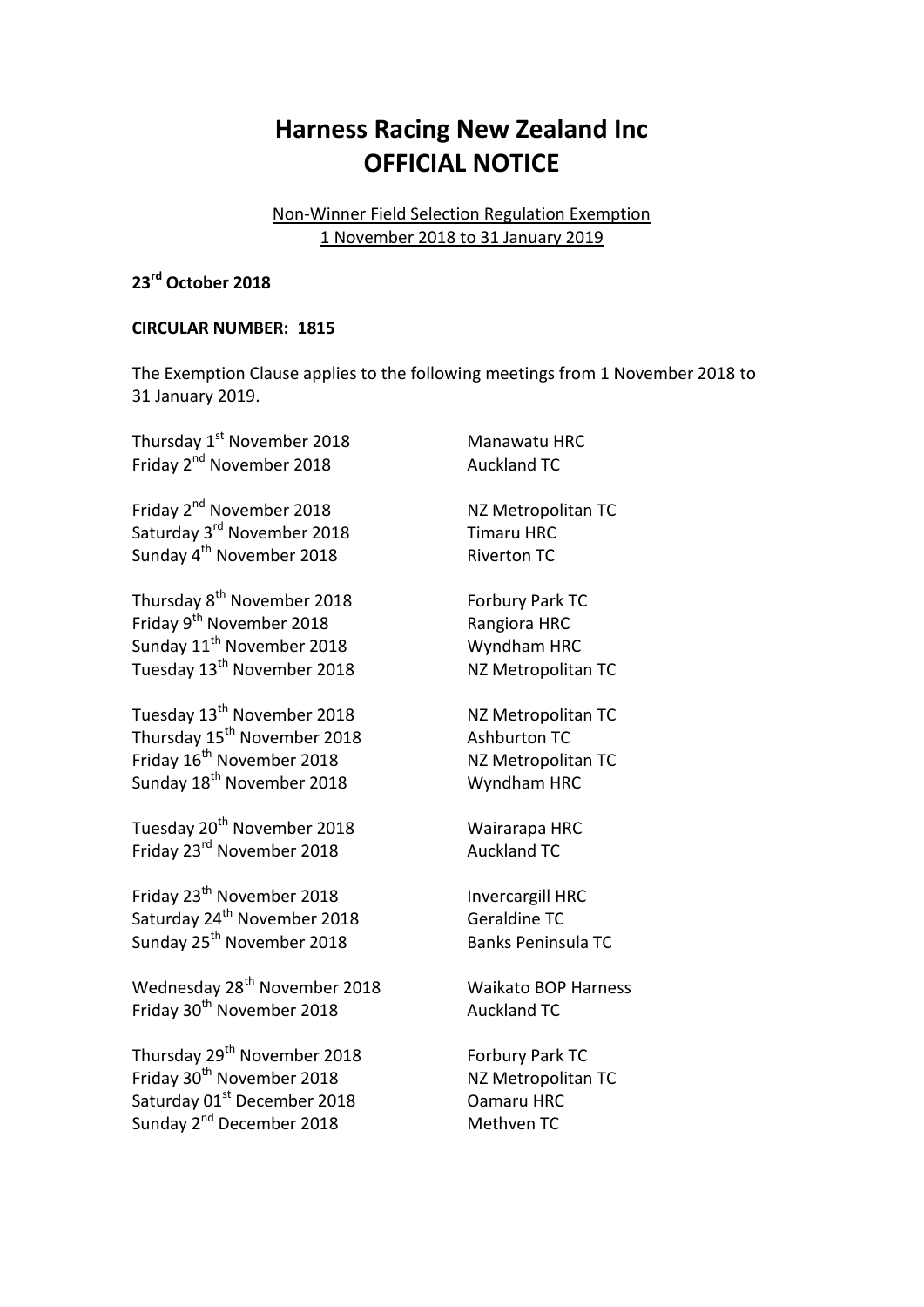# Harness Racing New Zealand Inc
# OFFICIAL NOTICE

Non-Winner Field Selection Regulation Exemption
1 November 2018 to 31 January 2019

**23rd October 2018**

**CIRCULAR NUMBER: 1815**

The Exemption Clause applies to the following meetings from 1 November 2018 to 31 January 2019.

| | |
|---|---|
| Thursday 1st November 2018 | Manawatu HRC |
| Friday 2nd November 2018 | Auckland TC |
| | |
| Friday 2nd November 2018 | NZ Metropolitan TC |
| Saturday 3rd November 2018 | Timaru HRC |
| Sunday 4th November 2018 | Riverton TC |
| | |
| Thursday 8th November 2018 | Forbury Park TC |
| Friday 9th November 2018 | Rangiora HRC |
| Sunday 11th November 2018 | Wyndham HRC |
| Tuesday 13th November 2018 | NZ Metropolitan TC |
| | |
| Tuesday 13th November 2018 | NZ Metropolitan TC |
| Thursday 15th November 2018 | Ashburton TC |
| Friday 16th November 2018 | NZ Metropolitan TC |
| Sunday 18th November 2018 | Wyndham HRC |
| | |
| Tuesday 20th November 2018 | Wairarapa HRC |
| Friday 23rd November 2018 | Auckland TC |
| | |
| Friday 23th November 2018 | Invercargill HRC |
| Saturday 24th November 2018 | Geraldine TC |
| Sunday 25th November 2018 | Banks Peninsula TC |
| | |
| Wednesday 28th November 2018 | Waikato BOP Harness |
| Friday 30th November 2018 | Auckland TC |
| | |
| Thursday 29th November 2018 | Forbury Park TC |
| Friday 30th November 2018 | NZ Metropolitan TC |
| Saturday 01st December 2018 | Oamaru HRC |
| Sunday 2nd December 2018 | Methven TC |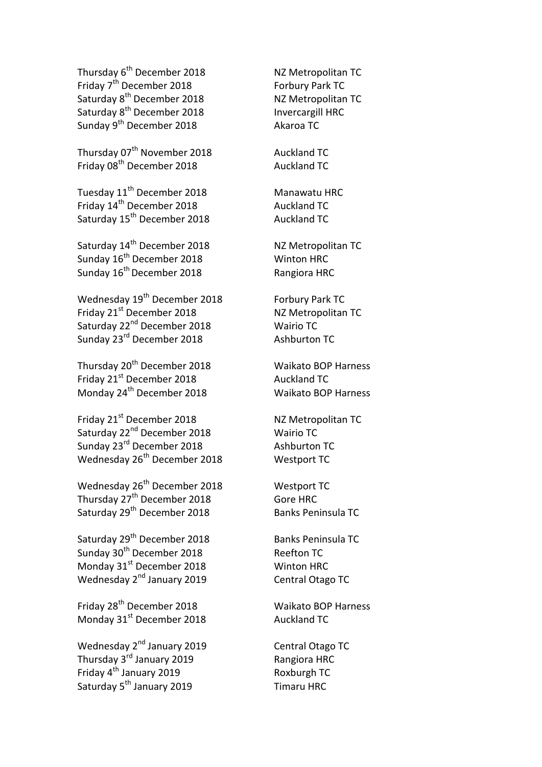Thursday 6th December 2018 NZ Metropolitan TC
Friday 7th December 2018 Forbury Park TC
Saturday 8th December 2018 NZ Metropolitan TC
Saturday 8th December 2018 Invercargill HRC
Sunday 9th December 2018 Akaroa TC

Thursday 07th November 2018 Auckland TC
Friday 08th December 2018 Auckland TC

Tuesday 11th December 2018 Manawatu HRC
Friday 14th December 2018 Auckland TC
Saturday 15th December 2018 Auckland TC

Saturday 14th December 2018 NZ Metropolitan TC
Sunday 16th December 2018 Winton HRC
Sunday 16th December 2018 Rangiora HRC

Wednesday 19th December 2018 Forbury Park TC
Friday 21st December 2018 NZ Metropolitan TC
Saturday 22nd December 2018 Wairio TC
Sunday 23rd December 2018 Ashburton TC

Thursday 20th December 2018 Waikato BOP Harness
Friday 21st December 2018 Auckland TC
Monday 24th December 2018 Waikato BOP Harness

Friday 21st December 2018 NZ Metropolitan TC
Saturday 22nd December 2018 Wairio TC
Sunday 23rd December 2018 Ashburton TC
Wednesday 26th December 2018 Westport TC

Wednesday 26th December 2018 Westport TC
Thursday 27th December 2018 Gore HRC
Saturday 29th December 2018 Banks Peninsula TC

Saturday 29th December 2018 Banks Peninsula TC
Sunday 30th December 2018 Reefton TC
Monday 31st December 2018 Winton HRC
Wednesday 2nd January 2019 Central Otago TC

Friday 28th December 2018 Waikato BOP Harness
Monday 31st December 2018 Auckland TC

Wednesday 2nd January 2019 Central Otago TC
Thursday 3rd January 2019 Rangiora HRC
Friday 4th January 2019 Roxburgh TC
Saturday 5th January 2019 Timaru HRC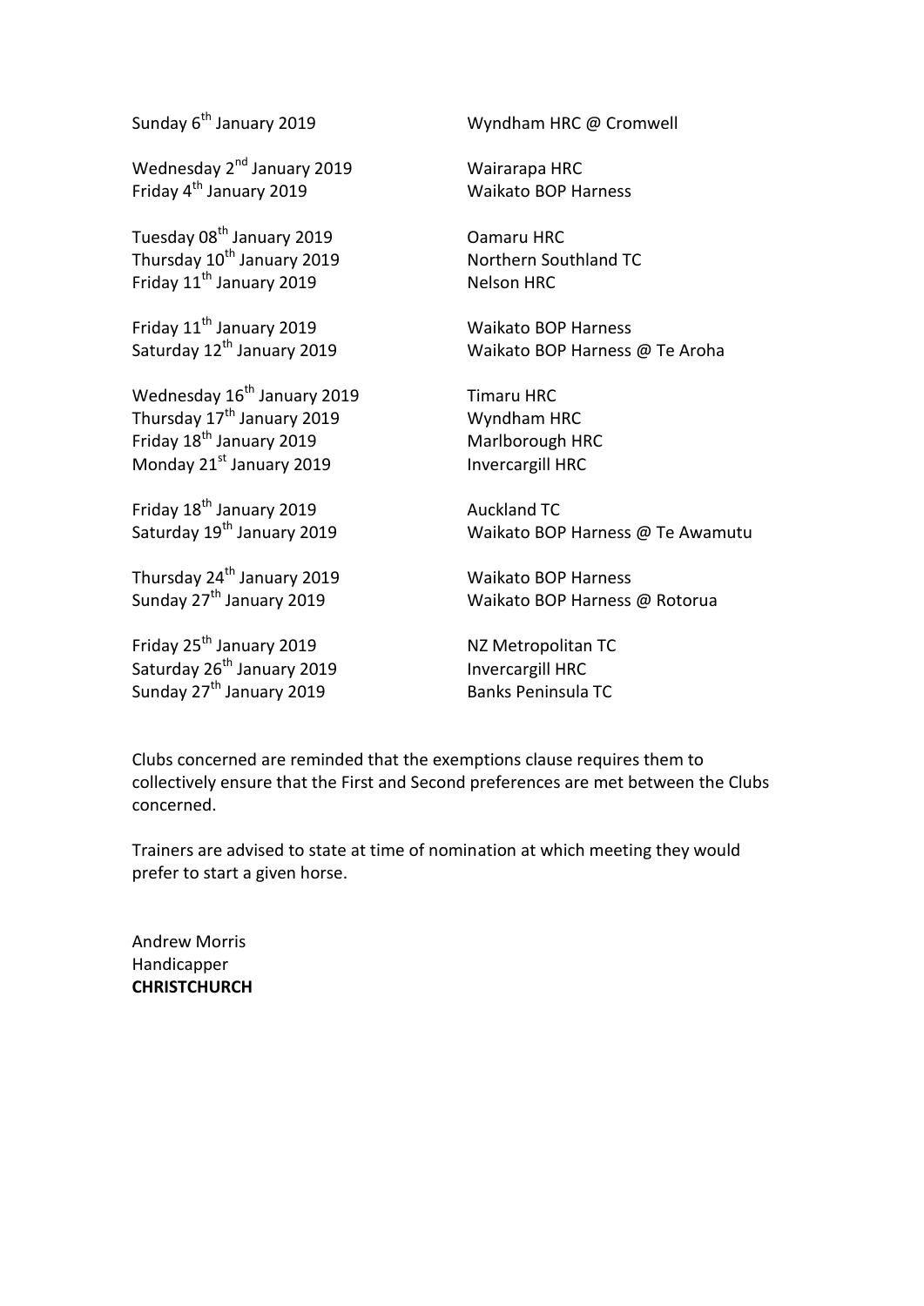| | |
|---|---|
| Sunday 6th January 2019 | Wyndham HRC @ Cromwell |
| | |
| Wednesday 2nd January 2019 | Wairarapa HRC |
| Friday 4th January 2019 | Waikato BOP Harness |
| | |
| Tuesday 08th January 2019 | Oamaru HRC |
| Thursday 10th January 2019 | Northern Southland TC |
| Friday 11th January 2019 | Nelson HRC |
| | |
| Friday 11th January 2019 | Waikato BOP Harness |
| Saturday 12th January 2019 | Waikato BOP Harness @ Te Aroha |
| | |
| Wednesday 16th January 2019 | Timaru HRC |
| Thursday 17th January 2019 | Wyndham HRC |
| Friday 18th January 2019 | Marlborough HRC |
| Monday 21st January 2019 | Invercargill HRC |
| | |
| Friday 18th January 2019 | Auckland TC |
| Saturday 19th January 2019 | Waikato BOP Harness @ Te Awamutu |
| | |
| Thursday 24th January 2019 | Waikato BOP Harness |
| Sunday 27th January 2019 | Waikato BOP Harness @ Rotorua |
| | |
| Friday 25th January 2019 | NZ Metropolitan TC |
| Saturday 26th January 2019 | Invercargill HRC |
| Sunday 27th January 2019 | Banks Peninsula TC |

Clubs concerned are reminded that the exemptions clause requires them to collectively ensure that the First and Second preferences are met between the Clubs concerned.

Trainers are advised to state at time of nomination at which meeting they would prefer to start a given horse.

Andrew Morris
Handicapper
**CHRISTCHURCH**